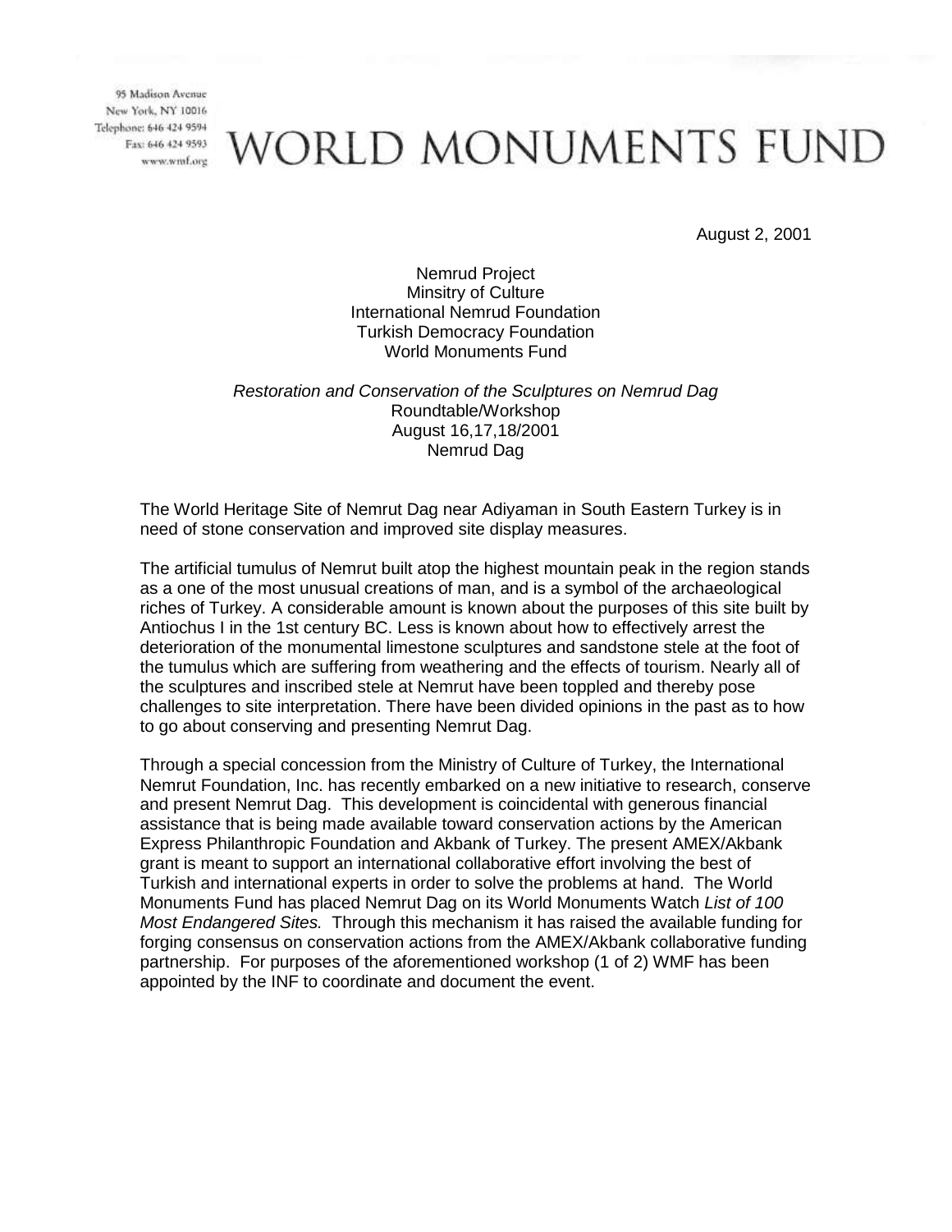95 Madison Avenue
New York, NY 10016
Telephone: 646 424 9594
Fax: 646 424 9593
www.wmf.org

# WORLD MONUMENTS FUND

August 2, 2001

Nemrud Project
Minsitry of Culture
International Nemrud Foundation
Turkish Democracy Foundation
World Monuments Fund

*Restoration and Conservation of the Sculptures on Nemrud Dag*
Roundtable/Workshop
August 16,17,18/2001
Nemrud Dag

The World Heritage Site of Nemrut Dag near Adiyaman in South Eastern Turkey is in need of stone conservation and improved site display measures.

The artificial tumulus of Nemrut built atop the highest mountain peak in the region stands as a one of the most unusual creations of man, and is a symbol of the archaeological riches of Turkey. A considerable amount is known about the purposes of this site built by Antiochus I in the 1st century BC. Less is known about how to effectively arrest the deterioration of the monumental limestone sculptures and sandstone stele at the foot of the tumulus which are suffering from weathering and the effects of tourism. Nearly all of the sculptures and inscribed stele at Nemrut have been toppled and thereby pose challenges to site interpretation. There have been divided opinions in the past as to how to go about conserving and presenting Nemrut Dag.

Through a special concession from the Ministry of Culture of Turkey, the International Nemrut Foundation, Inc. has recently embarked on a new initiative to research, conserve and present Nemrut Dag. This development is coincidental with generous financial assistance that is being made available toward conservation actions by the American Express Philanthropic Foundation and Akbank of Turkey. The present AMEX/Akbank grant is meant to support an international collaborative effort involving the best of Turkish and international experts in order to solve the problems at hand. The World Monuments Fund has placed Nemrut Dag on its World Monuments Watch *List of 100 Most Endangered Sites.* Through this mechanism it has raised the available funding for forging consensus on conservation actions from the AMEX/Akbank collaborative funding partnership. For purposes of the aforementioned workshop (1 of 2) WMF has been appointed by the INF to coordinate and document the event.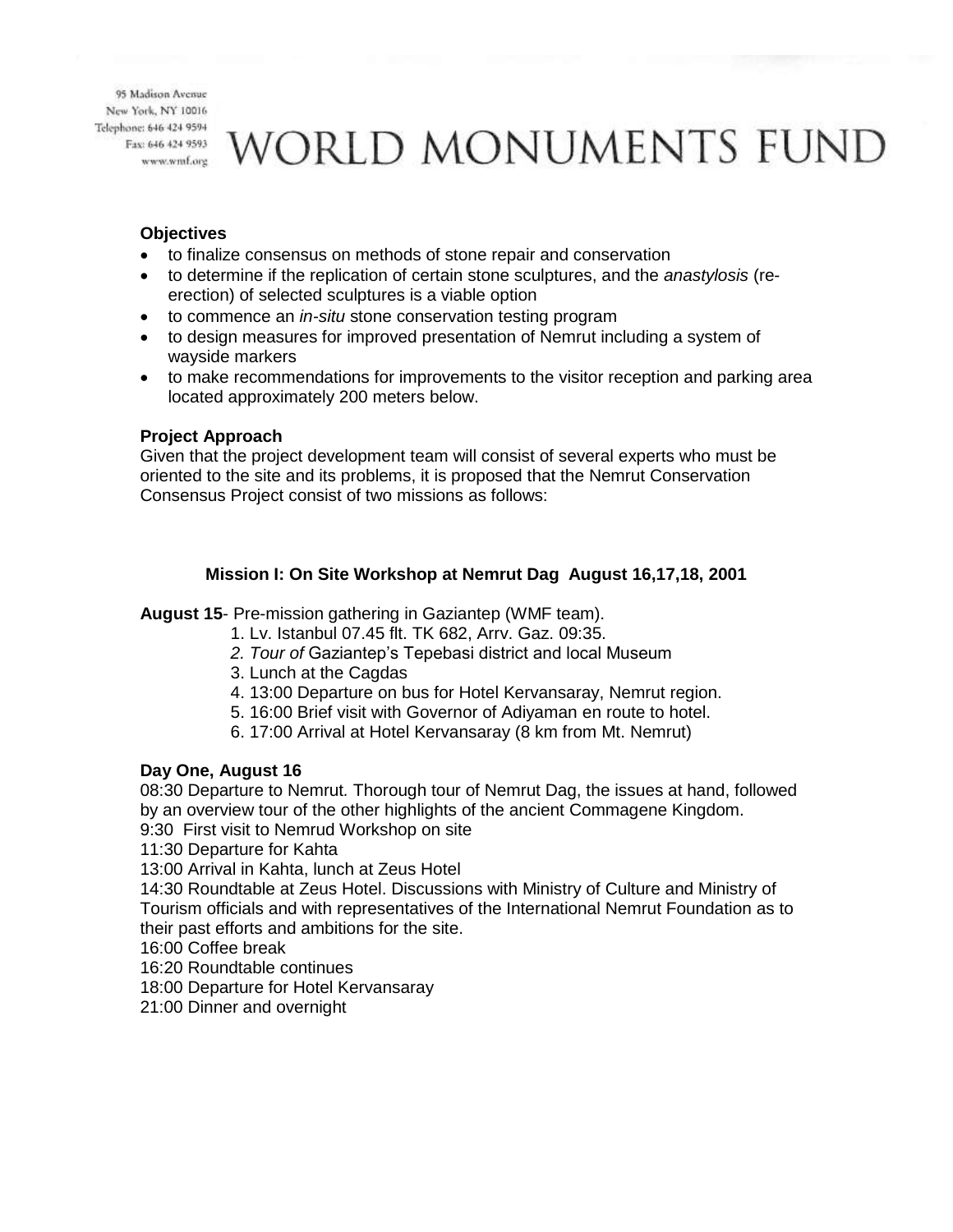95 Madison Avenue
New York, NY 10016
Telephone: 646 424 9594
Fax: 646 424 9593
www.wmf.org

# WORLD MONUMENTS FUND

**Objectives**

- to finalize consensus on methods of stone repair and conservation
- to determine if the replication of certain stone sculptures, and the *anastylosis* (re-erection) of selected sculptures is a viable option
- to commence an *in-situ* stone conservation testing program
- to design measures for improved presentation of Nemrut including a system of wayside markers
- to make recommendations for improvements to the visitor reception and parking area located approximately 200 meters below.

**Project Approach**

Given that the project development team will consist of several experts who must be oriented to the site and its problems, it is proposed that the Nemrut Conservation Consensus Project consist of two missions as follows:

**Mission I: On Site Workshop at Nemrut Dag August 16,17,18, 2001**

**August 15**- Pre-mission gathering in Gaziantep (WMF team).

1. Lv. Istanbul 07.45 flt. TK 682, Arrv. Gaz. 09:35.
2. *Tour of* Gaziantep's Tepebasi district and local Museum
3. Lunch at the Cagdas
4. 13:00 Departure on bus for Hotel Kervansaray, Nemrut region.
5. 16:00 Brief visit with Governor of Adiyaman en route to hotel.
6. 17:00 Arrival at Hotel Kervansaray (8 km from Mt. Nemrut)

**Day One, August 16**

08:30 Departure to Nemrut. Thorough tour of Nemrut Dag, the issues at hand, followed by an overview tour of the other highlights of the ancient Commagene Kingdom.
9:30 First visit to Nemrud Workshop on site
11:30 Departure for Kahta
13:00 Arrival in Kahta, lunch at Zeus Hotel
14:30 Roundtable at Zeus Hotel. Discussions with Ministry of Culture and Ministry of Tourism officials and with representatives of the International Nemrut Foundation as to their past efforts and ambitions for the site.
16:00 Coffee break
16:20 Roundtable continues
18:00 Departure for Hotel Kervansaray
21:00 Dinner and overnight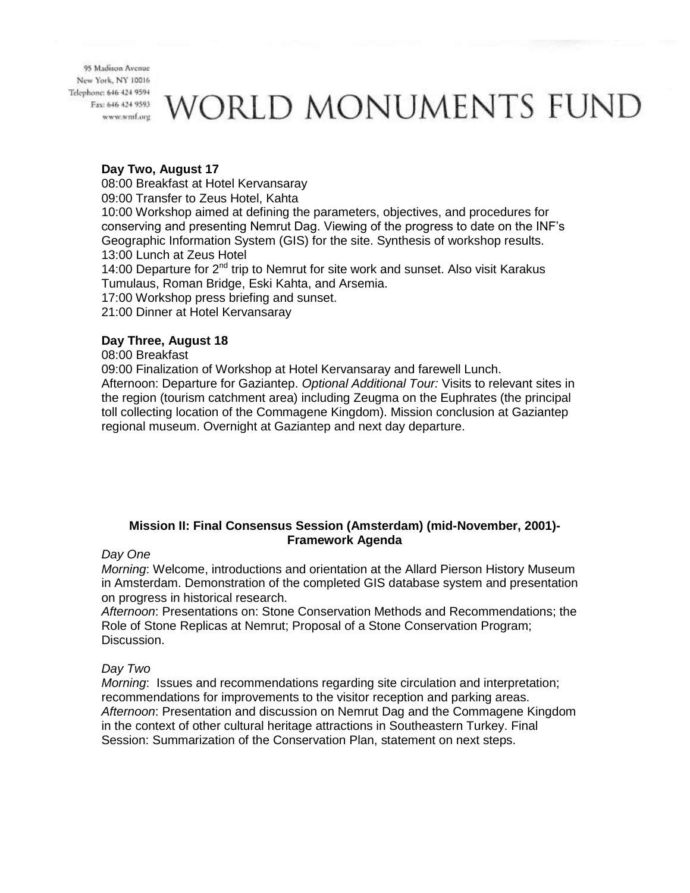**Day Two, August 17**

08:00 Breakfast at Hotel Kervansaray
09:00 Transfer to Zeus Hotel, Kahta
10:00 Workshop aimed at defining the parameters, objectives, and procedures for conserving and presenting Nemrut Dag. Viewing of the progress to date on the INF's Geographic Information System (GIS) for the site. Synthesis of workshop results.
13:00 Lunch at Zeus Hotel
14:00 Departure for 2nd trip to Nemrut for site work and sunset. Also visit Karakus Tumulaus, Roman Bridge, Eski Kahta, and Arsemia.
17:00 Workshop press briefing and sunset.
21:00 Dinner at Hotel Kervansaray

**Day Three, August 18**

08:00 Breakfast
09:00 Finalization of Workshop at Hotel Kervansaray and farewell Lunch.
Afternoon: Departure for Gaziantep. *Optional Additional Tour:* Visits to relevant sites in the region (tourism catchment area) including Zeugma on the Euphrates (the principal toll collecting location of the Commagene Kingdom). Mission conclusion at Gaziantep regional museum. Overnight at Gaziantep and next day departure.

**Mission II: Final Consensus Session (Amsterdam) (mid-November, 2001)- Framework Agenda**

*Day One*

*Morning*: Welcome, introductions and orientation at the Allard Pierson History Museum in Amsterdam. Demonstration of the completed GIS database system and presentation on progress in historical research.
*Afternoon*: Presentations on: Stone Conservation Methods and Recommendations; the Role of Stone Replicas at Nemrut; Proposal of a Stone Conservation Program; Discussion.

*Day Two*

*Morning*: Issues and recommendations regarding site circulation and interpretation; recommendations for improvements to the visitor reception and parking areas.
*Afternoon*: Presentation and discussion on Nemrut Dag and the Commagene Kingdom in the context of other cultural heritage attractions in Southeastern Turkey. Final Session: Summarization of the Conservation Plan, statement on next steps.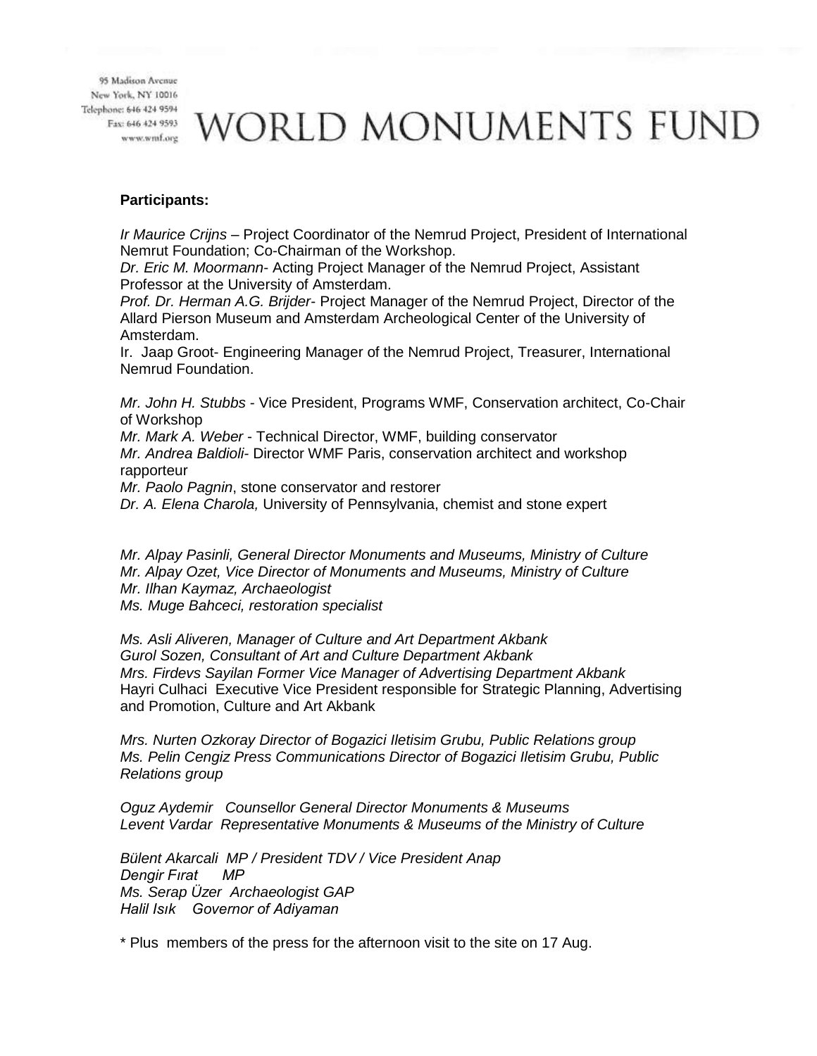95 Madison Avenue
New York, NY 10016
Telephone: 646 424 9594
Fax: 646 424 9593
www.wmf.org

# WORLD MONUMENTS FUND

**Participants:**

*Ir Maurice Crijns* – Project Coordinator of the Nemrud Project, President of International Nemrut Foundation; Co-Chairman of the Workshop.
*Dr. Eric M. Moormann*- Acting Project Manager of the Nemrud Project, Assistant Professor at the University of Amsterdam.
*Prof. Dr. Herman A.G. Brijder*- Project Manager of the Nemrud Project, Director of the Allard Pierson Museum and Amsterdam Archeological Center of the University of Amsterdam.
Ir. Jaap Groot- Engineering Manager of the Nemrud Project, Treasurer, International Nemrud Foundation.

*Mr. John H. Stubbs* - Vice President, Programs WMF, Conservation architect, Co-Chair of Workshop
*Mr. Mark A. Weber* - Technical Director, WMF, building conservator
*Mr. Andrea Baldioli*- Director WMF Paris, conservation architect and workshop rapporteur
*Mr. Paolo Pagnin*, stone conservator and restorer
*Dr. A. Elena Charola,* University of Pennsylvania, chemist and stone expert

*Mr. Alpay Pasinli, General Director Monuments and Museums, Ministry of Culture*
*Mr. Alpay Ozet, Vice Director of Monuments and Museums, Ministry of Culture*
*Mr. Ilhan Kaymaz, Archaeologist*
*Ms. Muge Bahceci, restoration specialist*

*Ms. Asli Aliveren, Manager of Culture and Art Department Akbank*
*Gurol Sozen, Consultant of Art and Culture Department Akbank*
*Mrs. Firdevs Sayilan Former Vice Manager of Advertising Department Akbank*
Hayri Culhaci Executive Vice President responsible for Strategic Planning, Advertising and Promotion, Culture and Art Akbank

*Mrs. Nurten Ozkoray Director of Bogazici Iletisim Grubu, Public Relations group*
*Ms. Pelin Cengiz Press Communications Director of Bogazici Iletisim Grubu, Public Relations group*

*Oguz Aydemir Counsellor General Director Monuments & Museums*
*Levent Vardar Representative Monuments & Museums of the Ministry of Culture*

*Bülent Akarcali MP / President TDV / Vice President Anap*
*Dengir Fırat MP*
*Ms. Serap Üzer Archaeologist GAP*
*Halil Isık Governor of Adiyaman*

\* Plus members of the press for the afternoon visit to the site on 17 Aug.